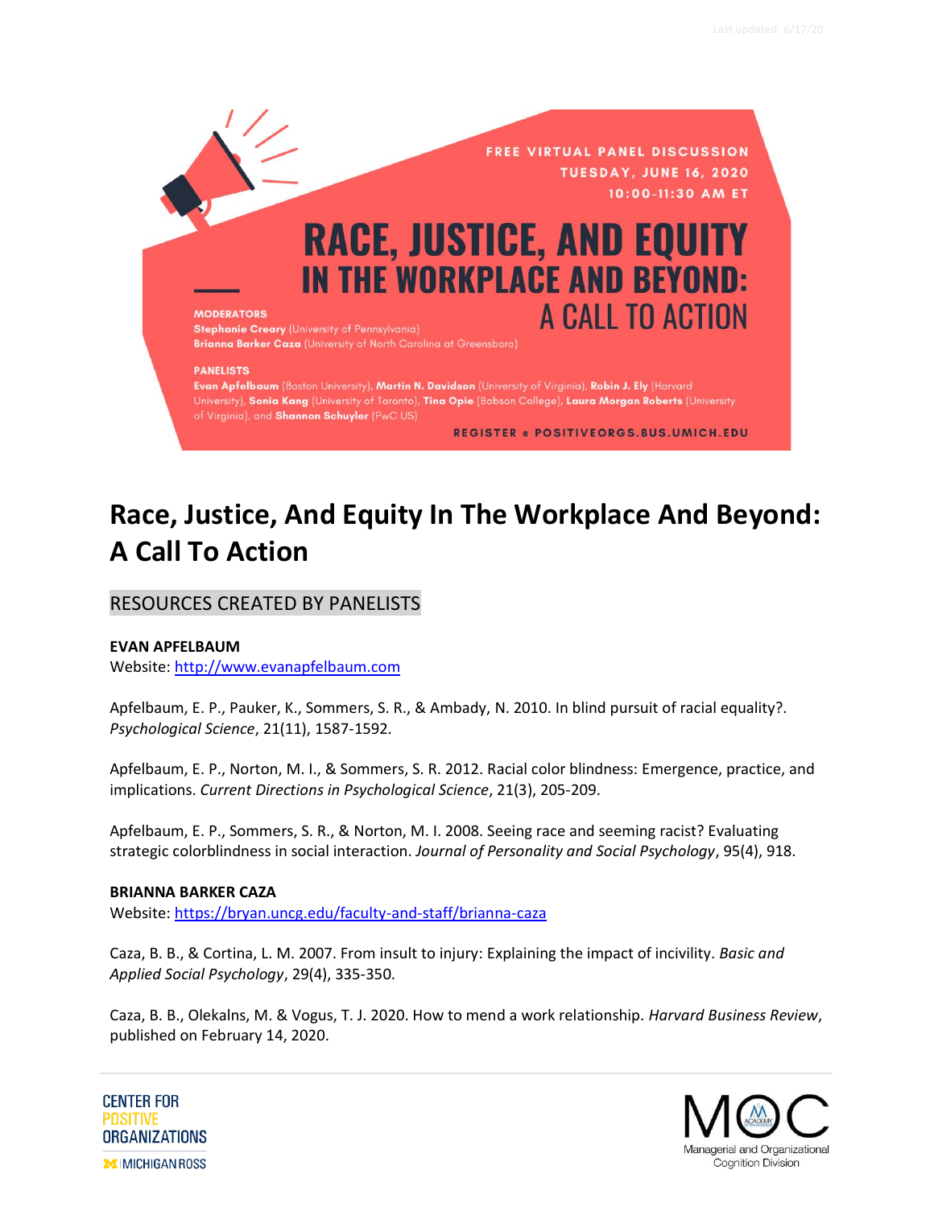FREE VIRTUAL PANEL DISCUSSION
TUESDAY, JUNE 16, 2020
10:00-11:30 AM ET

RACE, JUSTICE, AND EQUITY IN THE WORKPLACE AND BEYOND: A CALL TO ACTION

MODERATORS
**Stephanie Creary** (University of Pennsylvania)
**Brianna Barker Caza** (University of North Carolina at Greensboro)

PANELISTS
**Evan Apfelbaum** (Boston University), **Martin N. Davidson** (University of Virginia), **Robin J. Ely** (Harvard University), **Sonia Kang** (University of Toronto), **Tina Opie** (Babson College), **Laura Morgan Roberts** (University of Virginia), and **Shannon Schuyler** (PwC US)

REGISTER @ POSITIVEORGS.BUS.UMICH.EDU

# Race, Justice, And Equity In The Workplace And Beyond: A Call To Action

## RESOURCES CREATED BY PANELISTS

**EVAN APFELBAUM**
Website: http://www.evanapfelbaum.com

Apfelbaum, E. P., Pauker, K., Sommers, S. R., & Ambady, N. 2010. In blind pursuit of racial equality?. *Psychological Science*, 21(11), 1587-1592.

Apfelbaum, E. P., Norton, M. I., & Sommers, S. R. 2012. Racial color blindness: Emergence, practice, and implications. *Current Directions in Psychological Science*, 21(3), 205-209.

Apfelbaum, E. P., Sommers, S. R., & Norton, M. I. 2008. Seeing race and seeming racist? Evaluating strategic colorblindness in social interaction. *Journal of Personality and Social Psychology*, 95(4), 918.

**BRIANNA BARKER CAZA**
Website: https://bryan.uncg.edu/faculty-and-staff/brianna-caza

Caza, B. B., & Cortina, L. M. 2007. From insult to injury: Explaining the impact of incivility. *Basic and Applied Social Psychology*, 29(4), 335-350.

Caza, B. B., Olekalns, M. & Vogus, T. J. 2020. How to mend a work relationship. *Harvard Business Review*, published on February 14, 2020.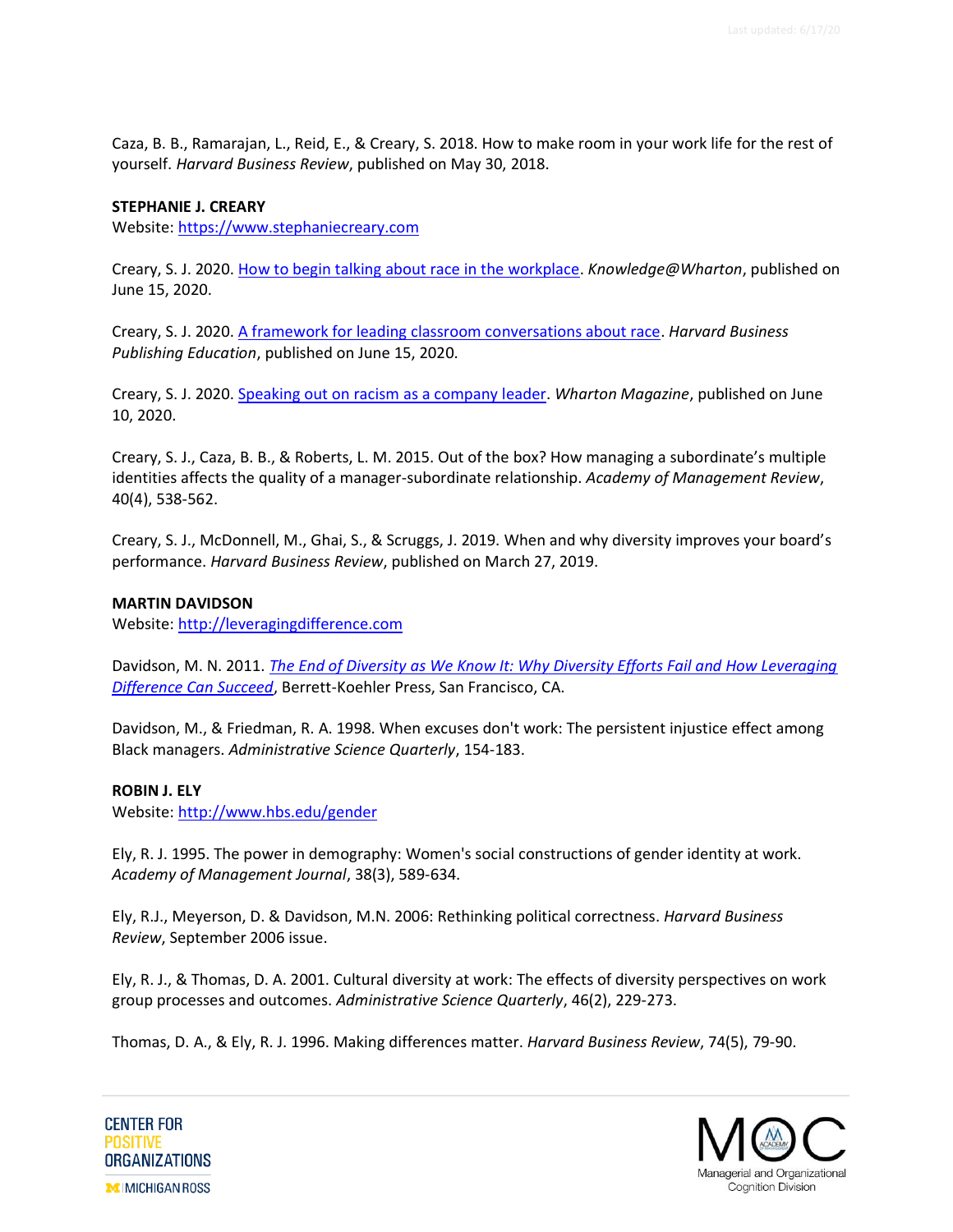Caza, B. B., Ramarajan, L., Reid, E., & Creary, S. 2018. How to make room in your work life for the rest of yourself. *Harvard Business Review*, published on May 30, 2018.

**STEPHANIE J. CREARY**
Website: [https://www.stephaniecreary.com](https://www.stephaniecreary.com)

Creary, S. J. 2020. [How to begin talking about race in the workplace](). *Knowledge@Wharton*, published on June 15, 2020.

Creary, S. J. 2020. [A framework for leading classroom conversations about race](). *Harvard Business Publishing Education*, published on June 15, 2020.

Creary, S. J. 2020. [Speaking out on racism as a company leader](). *Wharton Magazine*, published on June 10, 2020.

Creary, S. J., Caza, B. B., & Roberts, L. M. 2015. Out of the box? How managing a subordinate's multiple identities affects the quality of a manager-subordinate relationship. *Academy of Management Review*, 40(4), 538-562.

Creary, S. J., McDonnell, M., Ghai, S., & Scruggs, J. 2019. When and why diversity improves your board's performance. *Harvard Business Review*, published on March 27, 2019.

**MARTIN DAVIDSON**
Website: [http://leveragingdifference.com](http://leveragingdifference.com)

Davidson, M. N. 2011. [*The End of Diversity as We Know It: Why Diversity Efforts Fail and How Leveraging Difference Can Succeed*](), Berrett-Koehler Press, San Francisco, CA.

Davidson, M., & Friedman, R. A. 1998. When excuses don't work: The persistent injustice effect among Black managers. *Administrative Science Quarterly*, 154-183.

**ROBIN J. ELY**
Website: [http://www.hbs.edu/gender](http://www.hbs.edu/gender)

Ely, R. J. 1995. The power in demography: Women's social constructions of gender identity at work. *Academy of Management Journal*, 38(3), 589-634.

Ely, R.J., Meyerson, D. & Davidson, M.N. 2006: Rethinking political correctness. *Harvard Business Review*, September 2006 issue.

Ely, R. J., & Thomas, D. A. 2001. Cultural diversity at work: The effects of diversity perspectives on work group processes and outcomes. *Administrative Science Quarterly*, 46(2), 229-273.

Thomas, D. A., & Ely, R. J. 1996. Making differences matter. *Harvard Business Review*, 74(5), 79-90.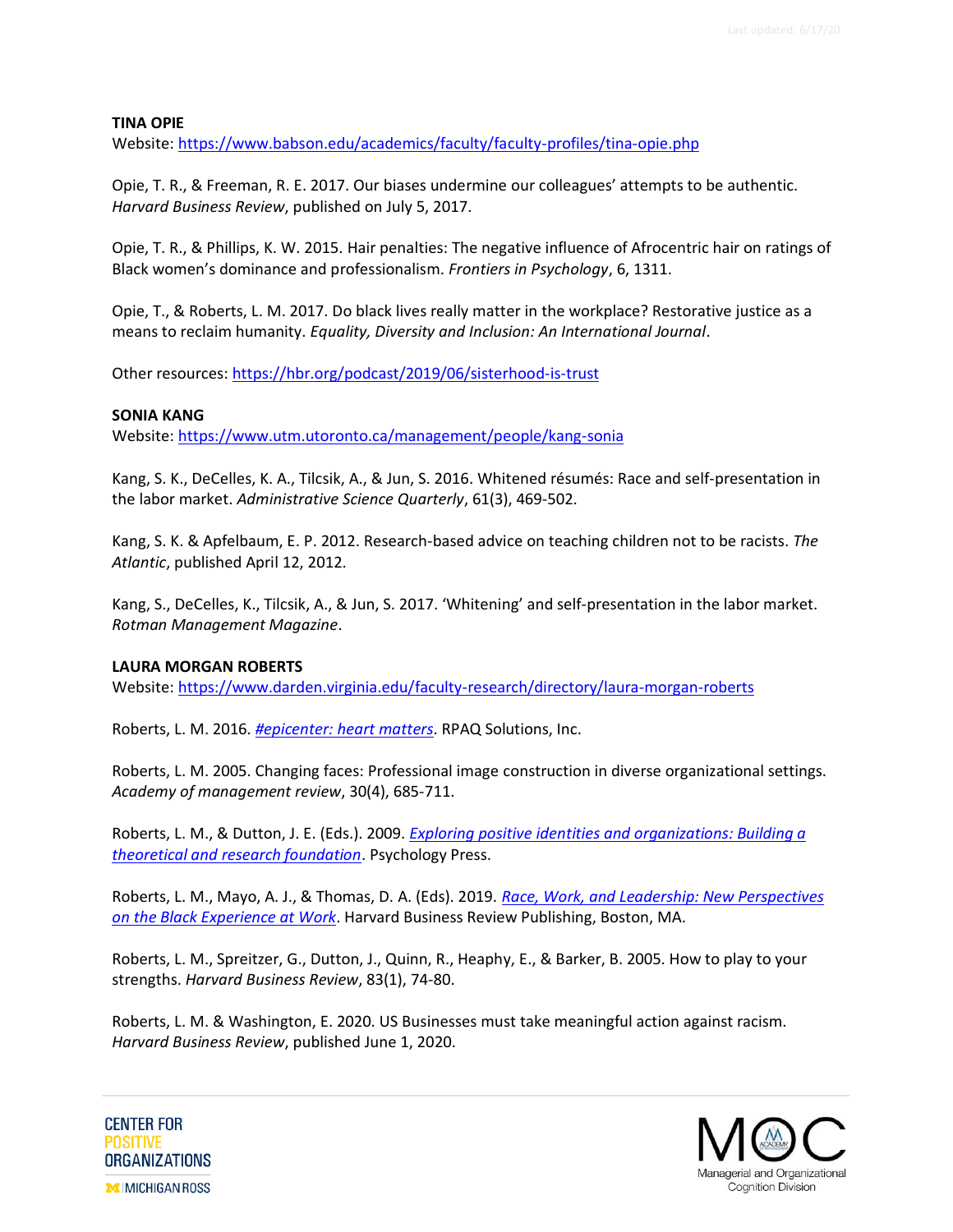**TINA OPIE**
Website: https://www.babson.edu/academics/faculty/faculty-profiles/tina-opie.php

Opie, T. R., & Freeman, R. E. 2017. Our biases undermine our colleagues' attempts to be authentic. *Harvard Business Review*, published on July 5, 2017.

Opie, T. R., & Phillips, K. W. 2015. Hair penalties: The negative influence of Afrocentric hair on ratings of Black women's dominance and professionalism. *Frontiers in Psychology*, 6, 1311.

Opie, T., & Roberts, L. M. 2017. Do black lives really matter in the workplace? Restorative justice as a means to reclaim humanity. *Equality, Diversity and Inclusion: An International Journal*.

Other resources: https://hbr.org/podcast/2019/06/sisterhood-is-trust

**SONIA KANG**
Website: https://www.utm.utoronto.ca/management/people/kang-sonia

Kang, S. K., DeCelles, K. A., Tilcsik, A., & Jun, S. 2016. Whitened résumés: Race and self-presentation in the labor market. *Administrative Science Quarterly*, 61(3), 469-502.

Kang, S. K. & Apfelbaum, E. P. 2012. Research-based advice on teaching children not to be racists. *The Atlantic*, published April 12, 2012.

Kang, S., DeCelles, K., Tilcsik, A., & Jun, S. 2017. 'Whitening' and self-presentation in the labor market. *Rotman Management Magazine*.

**LAURA MORGAN ROBERTS**
Website: https://www.darden.virginia.edu/faculty-research/directory/laura-morgan-roberts

Roberts, L. M. 2016. *#epicenter: heart matters*. RPAQ Solutions, Inc.

Roberts, L. M. 2005. Changing faces: Professional image construction in diverse organizational settings. *Academy of management review*, 30(4), 685-711.

Roberts, L. M., & Dutton, J. E. (Eds.). 2009. *Exploring positive identities and organizations: Building a theoretical and research foundation*. Psychology Press.

Roberts, L. M., Mayo, A. J., & Thomas, D. A. (Eds). 2019. *Race, Work, and Leadership: New Perspectives on the Black Experience at Work*. Harvard Business Review Publishing, Boston, MA.

Roberts, L. M., Spreitzer, G., Dutton, J., Quinn, R., Heaphy, E., & Barker, B. 2005. How to play to your strengths. *Harvard Business Review*, 83(1), 74-80.

Roberts, L. M. & Washington, E. 2020. US Businesses must take meaningful action against racism. *Harvard Business Review*, published June 1, 2020.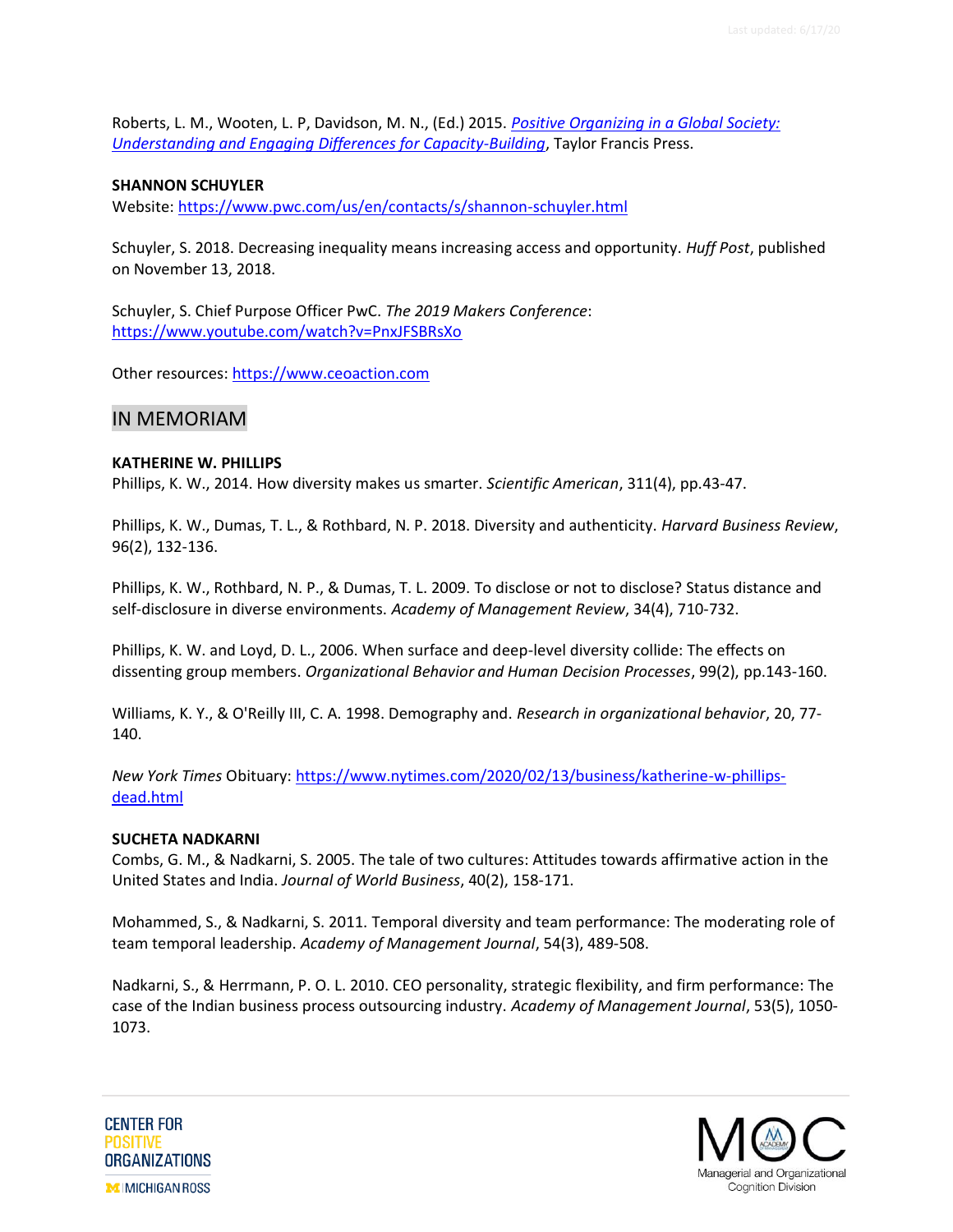Roberts, L. M., Wooten, L. P, Davidson, M. N., (Ed.) 2015. *[Positive Organizing in a Global Society: Understanding and Engaging Differences for Capacity-Building](#)*, Taylor Francis Press.

**SHANNON SCHUYLER**
Website: https://www.pwc.com/us/en/contacts/s/shannon-schuyler.html

Schuyler, S. 2018. Decreasing inequality means increasing access and opportunity. *Huff Post*, published on November 13, 2018.

Schuyler, S. Chief Purpose Officer PwC. *The 2019 Makers Conference*: https://www.youtube.com/watch?v=PnxJFSBRsXo

Other resources: https://www.ceoaction.com

## IN MEMORIAM

**KATHERINE W. PHILLIPS**
Phillips, K. W., 2014. How diversity makes us smarter. *Scientific American*, 311(4), pp.43-47.

Phillips, K. W., Dumas, T. L., & Rothbard, N. P. 2018. Diversity and authenticity. *Harvard Business Review*, 96(2), 132-136.

Phillips, K. W., Rothbard, N. P., & Dumas, T. L. 2009. To disclose or not to disclose? Status distance and self-disclosure in diverse environments. *Academy of Management Review*, 34(4), 710-732.

Phillips, K. W. and Loyd, D. L., 2006. When surface and deep-level diversity collide: The effects on dissenting group members. *Organizational Behavior and Human Decision Processes*, 99(2), pp.143-160.

Williams, K. Y., & O'Reilly III, C. A. 1998. Demography and. *Research in organizational behavior*, 20, 77-140.

*New York Times* Obituary: https://www.nytimes.com/2020/02/13/business/katherine-w-phillips-dead.html

**SUCHETA NADKARNI**
Combs, G. M., & Nadkarni, S. 2005. The tale of two cultures: Attitudes towards affirmative action in the United States and India. *Journal of World Business*, 40(2), 158-171.

Mohammed, S., & Nadkarni, S. 2011. Temporal diversity and team performance: The moderating role of team temporal leadership. *Academy of Management Journal*, 54(3), 489-508.

Nadkarni, S., & Herrmann, P. O. L. 2010. CEO personality, strategic flexibility, and firm performance: The case of the Indian business process outsourcing industry. *Academy of Management Journal*, 53(5), 1050-1073.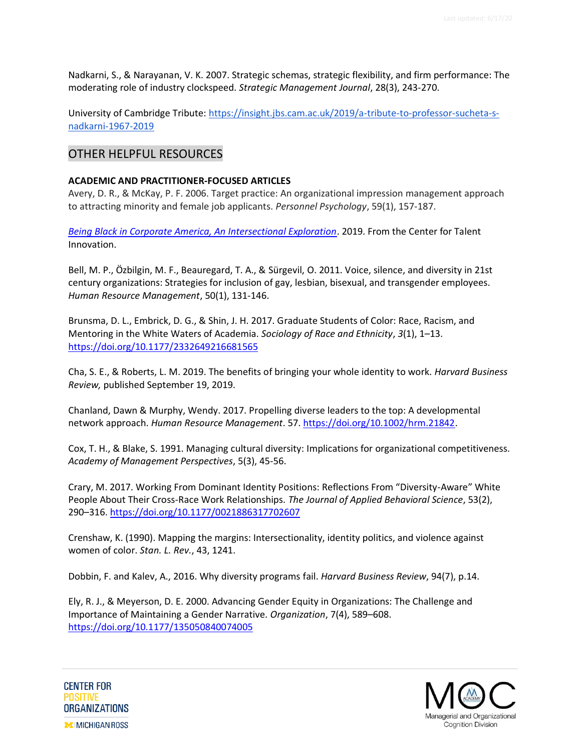Nadkarni, S., & Narayanan, V. K. 2007. Strategic schemas, strategic flexibility, and firm performance: The moderating role of industry clockspeed. *Strategic Management Journal*, 28(3), 243-270.

University of Cambridge Tribute: [https://insight.jbs.cam.ac.uk/2019/a-tribute-to-professor-sucheta-s-nadkarni-1967-2019](https://insight.jbs.cam.ac.uk/2019/a-tribute-to-professor-sucheta-s-nadkarni-1967-2019)

## OTHER HELPFUL RESOURCES

**ACADEMIC AND PRACTITIONER-FOCUSED ARTICLES**

Avery, D. R., & McKay, P. F. 2006. Target practice: An organizational impression management approach to attracting minority and female job applicants. *Personnel Psychology*, 59(1), 157-187.

*Being Black in Corporate America, An Intersectional Exploration*. 2019. From the Center for Talent Innovation.

Bell, M. P., Özbilgin, M. F., Beauregard, T. A., & Sürgevil, O. 2011. Voice, silence, and diversity in 21st century organizations: Strategies for inclusion of gay, lesbian, bisexual, and transgender employees. *Human Resource Management*, 50(1), 131-146.

Brunsma, D. L., Embrick, D. G., & Shin, J. H. 2017. Graduate Students of Color: Race, Racism, and Mentoring in the White Waters of Academia. *Sociology of Race and Ethnicity*, *3*(1), 1–13. [https://doi.org/10.1177/2332649216681565](https://doi.org/10.1177/2332649216681565)

Cha, S. E., & Roberts, L. M. 2019. The benefits of bringing your whole identity to work. *Harvard Business Review,* published September 19, 2019.

Chanland, Dawn & Murphy, Wendy. 2017. Propelling diverse leaders to the top: A developmental network approach. *Human Resource Management*. 57. [https://doi.org/10.1002/hrm.21842](https://doi.org/10.1002/hrm.21842).

Cox, T. H., & Blake, S. 1991. Managing cultural diversity: Implications for organizational competitiveness. *Academy of Management Perspectives*, 5(3), 45-56.

Crary, M. 2017. Working From Dominant Identity Positions: Reflections From "Diversity-Aware" White People About Their Cross-Race Work Relationships. *The Journal of Applied Behavioral Science*, 53(2), 290–316. [https://doi.org/10.1177/0021886317702607](https://doi.org/10.1177/0021886317702607)

Crenshaw, K. (1990). Mapping the margins: Intersectionality, identity politics, and violence against women of color. *Stan. L. Rev.*, 43, 1241.

Dobbin, F. and Kalev, A., 2016. Why diversity programs fail. *Harvard Business Review*, 94(7), p.14.

Ely, R. J., & Meyerson, D. E. 2000. Advancing Gender Equity in Organizations: The Challenge and Importance of Maintaining a Gender Narrative. *Organization*, 7(4), 589–608. [https://doi.org/10.1177/135050840074005](https://doi.org/10.1177/135050840074005)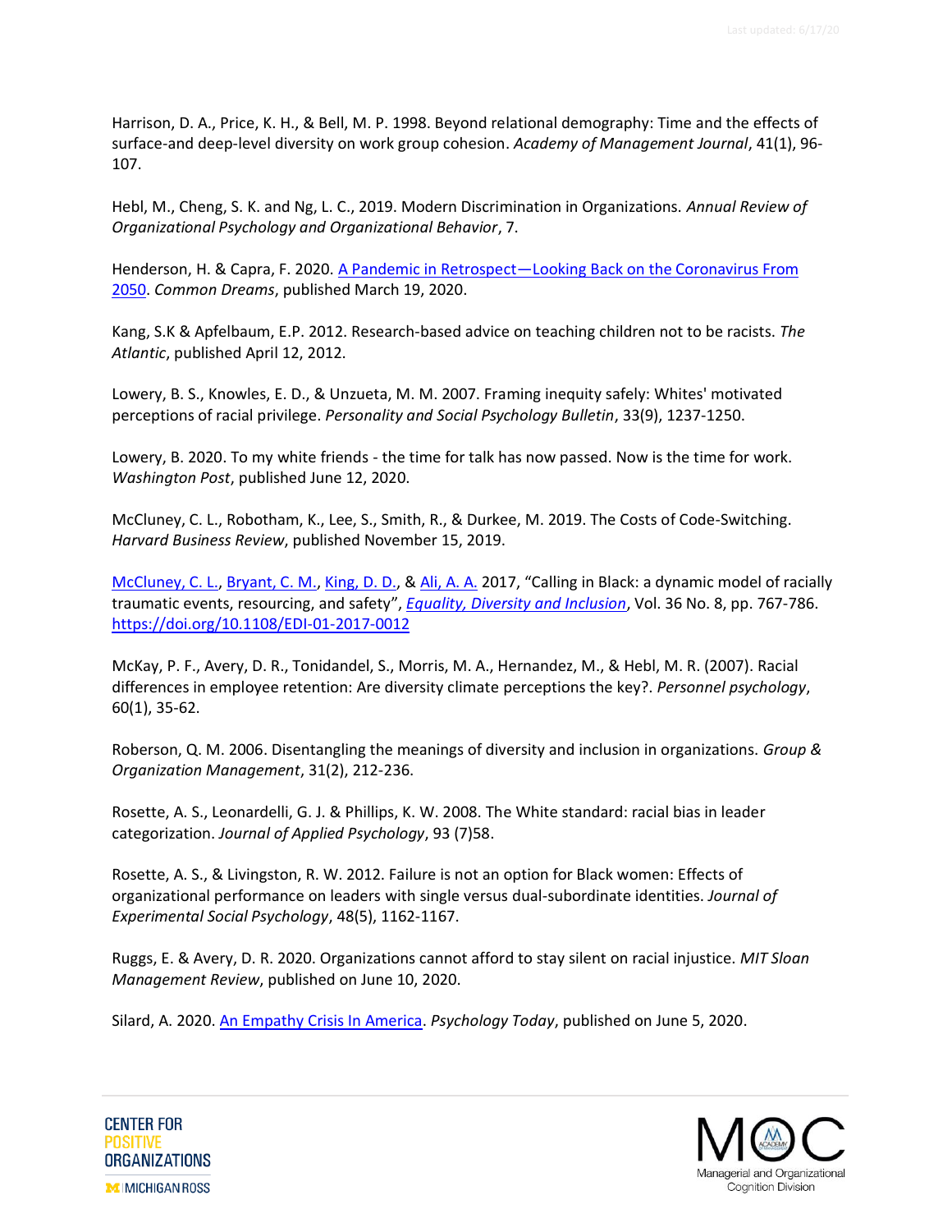Harrison, D. A., Price, K. H., & Bell, M. P. 1998. Beyond relational demography: Time and the effects of surface-and deep-level diversity on work group cohesion. *Academy of Management Journal*, 41(1), 96-107.

Hebl, M., Cheng, S. K. and Ng, L. C., 2019. Modern Discrimination in Organizations. *Annual Review of Organizational Psychology and Organizational Behavior*, 7.

Henderson, H. & Capra, F. 2020. A Pandemic in Retrospect—Looking Back on the Coronavirus From 2050. *Common Dreams*, published March 19, 2020.

Kang, S.K & Apfelbaum, E.P. 2012. Research-based advice on teaching children not to be racists. *The Atlantic*, published April 12, 2012.

Lowery, B. S., Knowles, E. D., & Unzueta, M. M. 2007. Framing inequity safely: Whites' motivated perceptions of racial privilege. *Personality and Social Psychology Bulletin*, 33(9), 1237-1250.

Lowery, B. 2020. To my white friends - the time for talk has now passed. Now is the time for work. *Washington Post*, published June 12, 2020.

McCluney, C. L., Robotham, K., Lee, S., Smith, R., & Durkee, M. 2019. The Costs of Code-Switching. *Harvard Business Review*, published November 15, 2019.

McCluney, C. L., Bryant, C. M., King, D. D., & Ali, A. A. 2017, "Calling in Black: a dynamic model of racially traumatic events, resourcing, and safety", *Equality, Diversity and Inclusion*, Vol. 36 No. 8, pp. 767-786. https://doi.org/10.1108/EDI-01-2017-0012

McKay, P. F., Avery, D. R., Tonidandel, S., Morris, M. A., Hernandez, M., & Hebl, M. R. (2007). Racial differences in employee retention: Are diversity climate perceptions the key?. *Personnel psychology*, 60(1), 35-62.

Roberson, Q. M. 2006. Disentangling the meanings of diversity and inclusion in organizations. *Group & Organization Management*, 31(2), 212-236.

Rosette, A. S., Leonardelli, G. J. & Phillips, K. W. 2008. The White standard: racial bias in leader categorization. *Journal of Applied Psychology*, 93 (7)58.

Rosette, A. S., & Livingston, R. W. 2012. Failure is not an option for Black women: Effects of organizational performance on leaders with single versus dual-subordinate identities. *Journal of Experimental Social Psychology*, 48(5), 1162-1167.

Ruggs, E. & Avery, D. R. 2020. Organizations cannot afford to stay silent on racial injustice. *MIT Sloan Management Review*, published on June 10, 2020.

Silard, A. 2020. An Empathy Crisis In America. *Psychology Today*, published on June 5, 2020.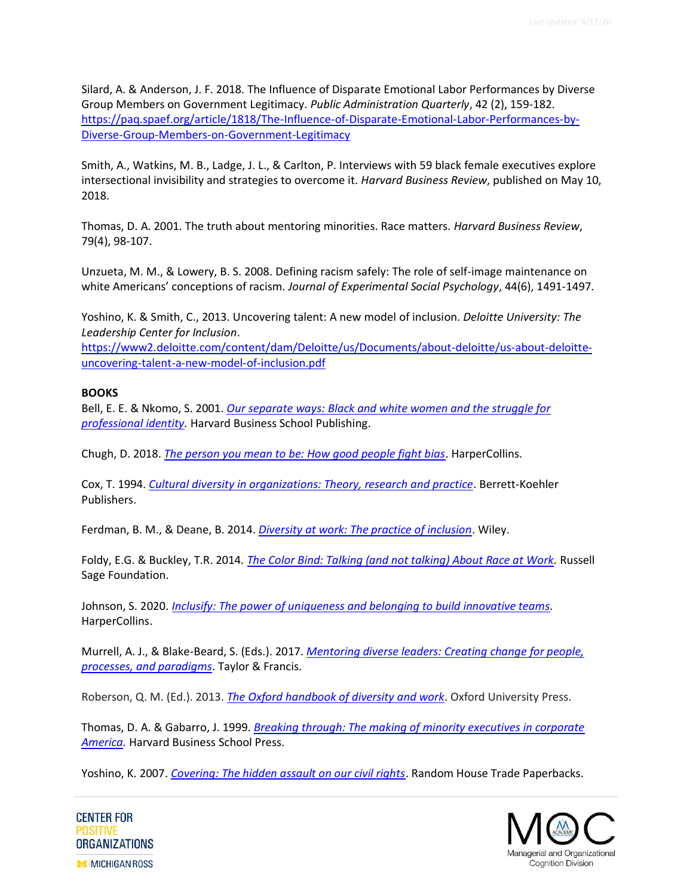Silard, A. & Anderson, J. F. 2018. The Influence of Disparate Emotional Labor Performances by Diverse Group Members on Government Legitimacy. *Public Administration Quarterly*, 42 (2), 159-182. https://paq.spaef.org/article/1818/The-Influence-of-Disparate-Emotional-Labor-Performances-by-Diverse-Group-Members-on-Government-Legitimacy

Smith, A., Watkins, M. B., Ladge, J. L., & Carlton, P. Interviews with 59 black female executives explore intersectional invisibility and strategies to overcome it. *Harvard Business Review*, published on May 10, 2018.

Thomas, D. A. 2001. The truth about mentoring minorities. Race matters. *Harvard Business Review*, 79(4), 98-107.

Unzueta, M. M., & Lowery, B. S. 2008. Defining racism safely: The role of self-image maintenance on white Americans' conceptions of racism. *Journal of Experimental Social Psychology*, 44(6), 1491-1497.

Yoshino, K. & Smith, C., 2013. Uncovering talent: A new model of inclusion. *Deloitte University: The Leadership Center for Inclusion*. https://www2.deloitte.com/content/dam/Deloitte/us/Documents/about-deloitte/us-about-deloitte-uncovering-talent-a-new-model-of-inclusion.pdf

**BOOKS**

Bell, E. E. & Nkomo, S. 2001. *Our separate ways: Black and white women and the struggle for professional identity.* Harvard Business School Publishing.

Chugh, D. 2018. *The person you mean to be: How good people fight bias*. HarperCollins.

Cox, T. 1994. *Cultural diversity in organizations: Theory, research and practice*. Berrett-Koehler Publishers.

Ferdman, B. M., & Deane, B. 2014. *Diversity at work: The practice of inclusion*. Wiley.

Foldy, E.G. & Buckley, T.R. 2014. *The Color Bind: Talking (and not talking) About Race at Work*. Russell Sage Foundation.

Johnson, S. 2020. *Inclusify: The power of uniqueness and belonging to build innovative teams.* HarperCollins.

Murrell, A. J., & Blake-Beard, S. (Eds.). 2017. *Mentoring diverse leaders: Creating change for people, processes, and paradigms*. Taylor & Francis.

Roberson, Q. M. (Ed.). 2013. *The Oxford handbook of diversity and work*. Oxford University Press.

Thomas, D. A. & Gabarro, J. 1999. *Breaking through: The making of minority executives in corporate America.* Harvard Business School Press.

Yoshino, K. 2007. *Covering: The hidden assault on our civil rights*. Random House Trade Paperbacks.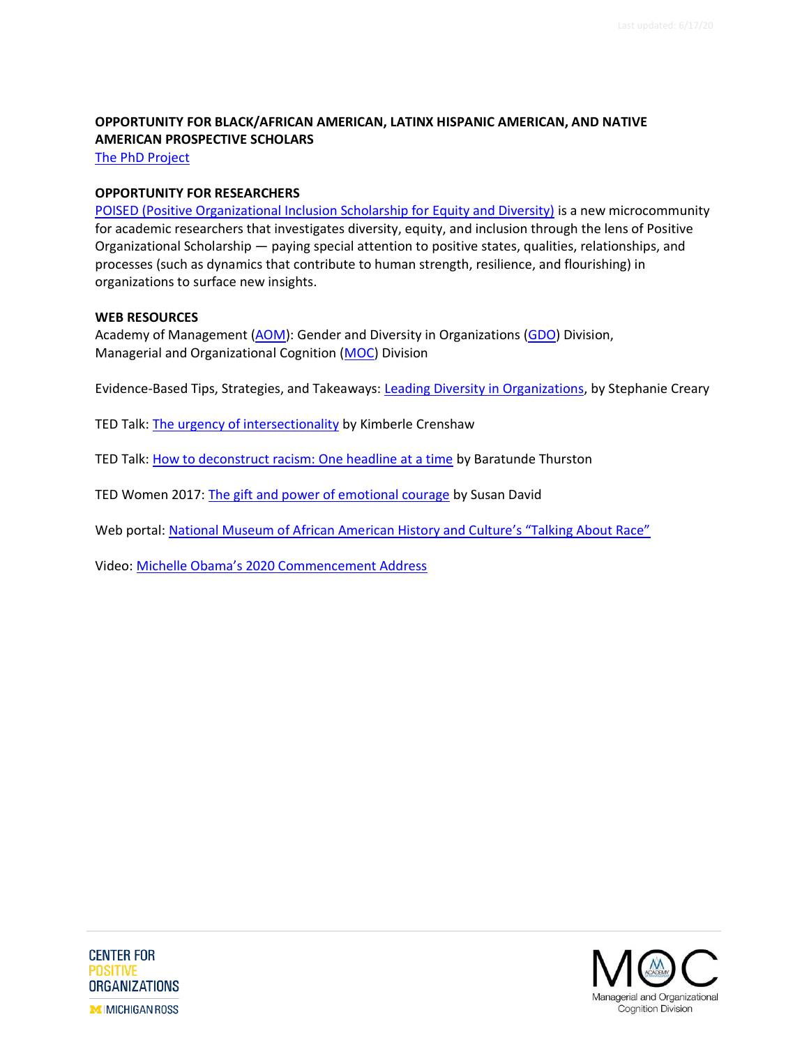**OPPORTUNITY FOR BLACK/AFRICAN AMERICAN, LATINX HISPANIC AMERICAN, AND NATIVE AMERICAN PROSPECTIVE SCHOLARS**

The PhD Project

**OPPORTUNITY FOR RESEARCHERS**

POISED (Positive Organizational Inclusion Scholarship for Equity and Diversity) is a new microcommunity for academic researchers that investigates diversity, equity, and inclusion through the lens of Positive Organizational Scholarship — paying special attention to positive states, qualities, relationships, and processes (such as dynamics that contribute to human strength, resilience, and flourishing) in organizations to surface new insights.

**WEB RESOURCES**

Academy of Management (AOM): Gender and Diversity in Organizations (GDO) Division, Managerial and Organizational Cognition (MOC) Division

Evidence-Based Tips, Strategies, and Takeaways: Leading Diversity in Organizations, by Stephanie Creary

TED Talk: The urgency of intersectionality by Kimberle Crenshaw

TED Talk: How to deconstruct racism: One headline at a time by Baratunde Thurston

TED Women 2017: The gift and power of emotional courage by Susan David

Web portal: National Museum of African American History and Culture's "Talking About Race"

Video: Michelle Obama's 2020 Commencement Address